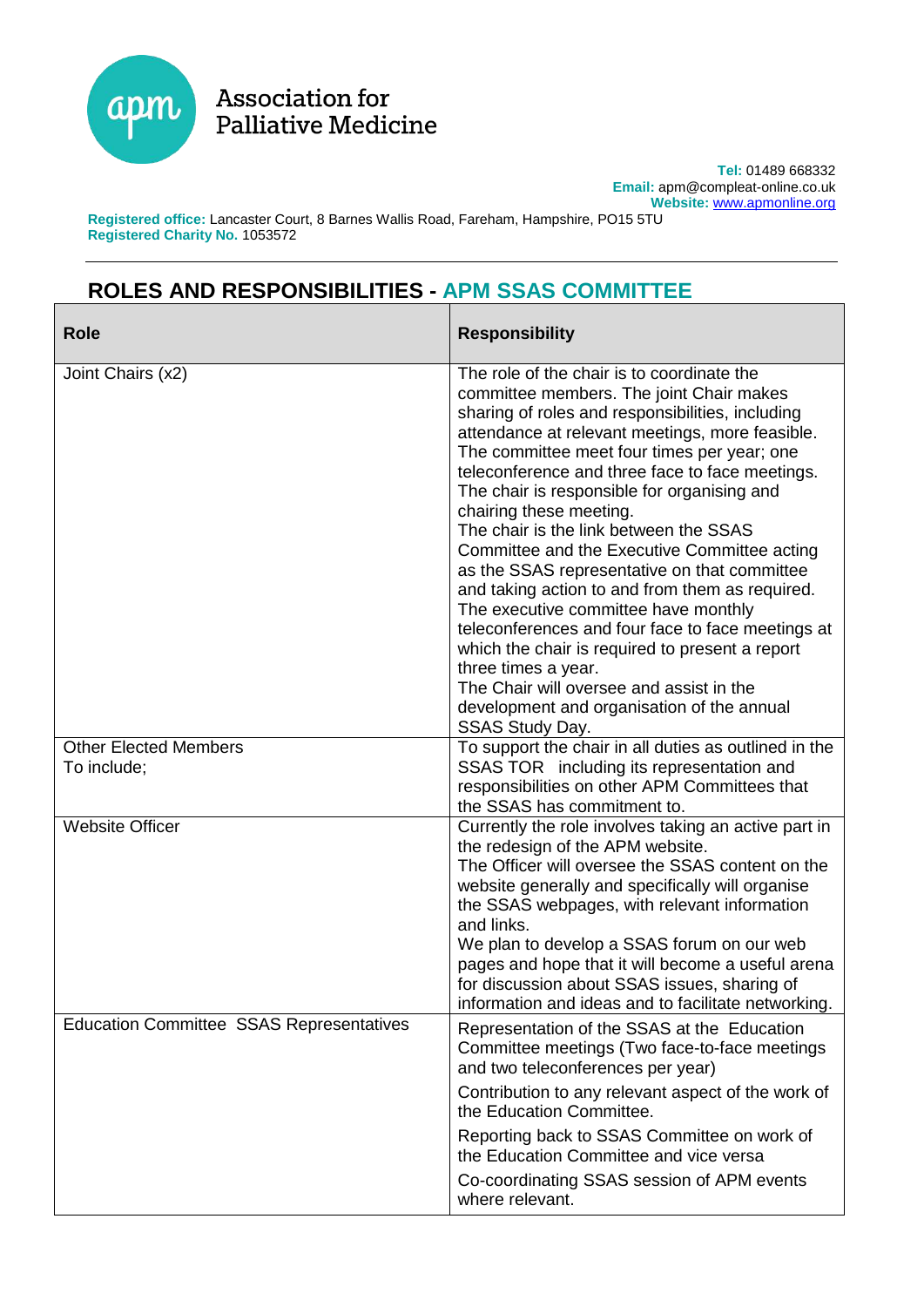Association for Palliative Medicine

**Tel:** 01489 668332
**Email:** apm@compleat-online.co.uk
**Website:** www.apmonline.org

**Registered office:** Lancaster Court, 8 Barnes Wallis Road, Fareham, Hampshire, PO15 5TU
**Registered Charity No.** 1053572

## ROLES AND RESPONSIBILITIES - APM SSAS COMMITTEE

| Role | Responsibility |
|---|---|
| Joint Chairs (x2) | The role of the chair is to coordinate the committee members. The joint Chair makes sharing of roles and responsibilities, including attendance at relevant meetings, more feasible. The committee meet four times per year; one teleconference and three face to face meetings. The chair is responsible for organising and chairing these meeting.<br>The chair is the link between the SSAS Committee and the Executive Committee acting as the SSAS representative on that committee and taking action to and from them as required. The executive committee have monthly teleconferences and four face to face meetings at which the chair is required to present a report three times a year.<br>The Chair will oversee and assist in the development and organisation of the annual SSAS Study Day. |
| Other Elected Members<br>To include; | To support the chair in all duties as outlined in the SSAS TOR including its representation and responsibilities on other APM Committees that the SSAS has commitment to. |
| Website Officer | Currently the role involves taking an active part in the redesign of the APM website.<br>The Officer will oversee the SSAS content on the website generally and specifically will organise the SSAS webpages, with relevant information and links.<br>We plan to develop a SSAS forum on our web pages and hope that it will become a useful arena for discussion about SSAS issues, sharing of information and ideas and to facilitate networking. |
| Education Committee SSAS Representatives | Representation of the SSAS at the Education Committee meetings (Two face-to-face meetings and two teleconferences per year)<br>Contribution to any relevant aspect of the work of the Education Committee.<br>Reporting back to SSAS Committee on work of the Education Committee and vice versa<br>Co-coordinating SSAS session of APM events where relevant. |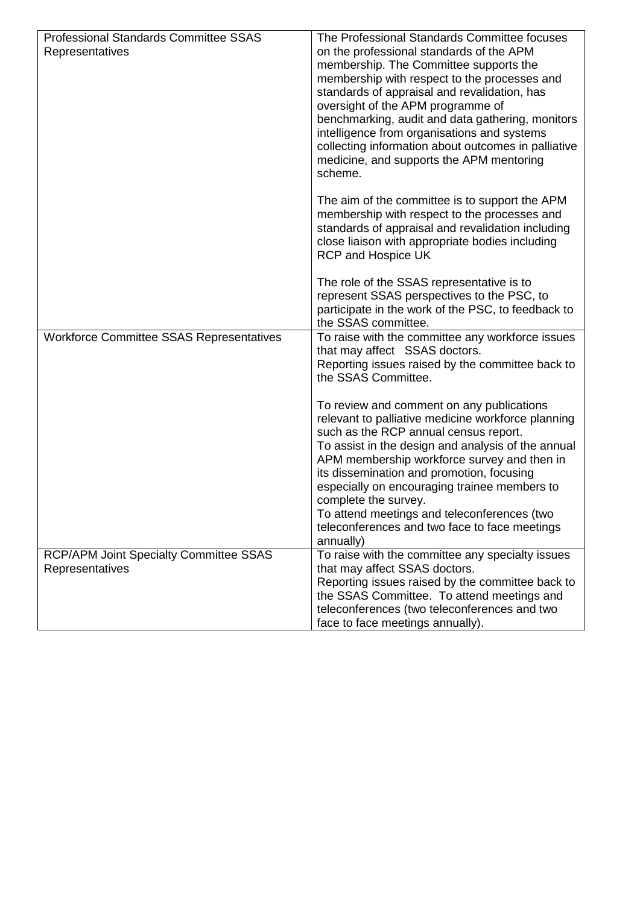| | |
|---|---|
| Professional Standards Committee SSAS Representatives | The Professional Standards Committee focuses on the professional standards of the APM membership. The Committee supports the membership with respect to the processes and standards of appraisal and revalidation, has oversight of the APM programme of benchmarking, audit and data gathering, monitors intelligence from organisations and systems collecting information about outcomes in palliative medicine, and supports the APM mentoring scheme.<br><br>The aim of the committee is to support the APM membership with respect to the processes and standards of appraisal and revalidation including close liaison with appropriate bodies including RCP and Hospice UK<br><br>The role of the SSAS representative is to represent SSAS perspectives to the PSC, to participate in the work of the PSC, to feedback to the SSAS committee. |
| Workforce Committee SSAS Representatives | To raise with the committee any workforce issues that may affect SSAS doctors.<br>Reporting issues raised by the committee back to the SSAS Committee.<br><br>To review and comment on any publications relevant to palliative medicine workforce planning such as the RCP annual census report.<br>To assist in the design and analysis of the annual APM membership workforce survey and then in its dissemination and promotion, focusing especially on encouraging trainee members to complete the survey.<br>To attend meetings and teleconferences (two teleconferences and two face to face meetings annually) |
| RCP/APM Joint Specialty Committee SSAS Representatives | To raise with the committee any specialty issues that may affect SSAS doctors.<br>Reporting issues raised by the committee back to the SSAS Committee. To attend meetings and teleconferences (two teleconferences and two face to face meetings annually). |